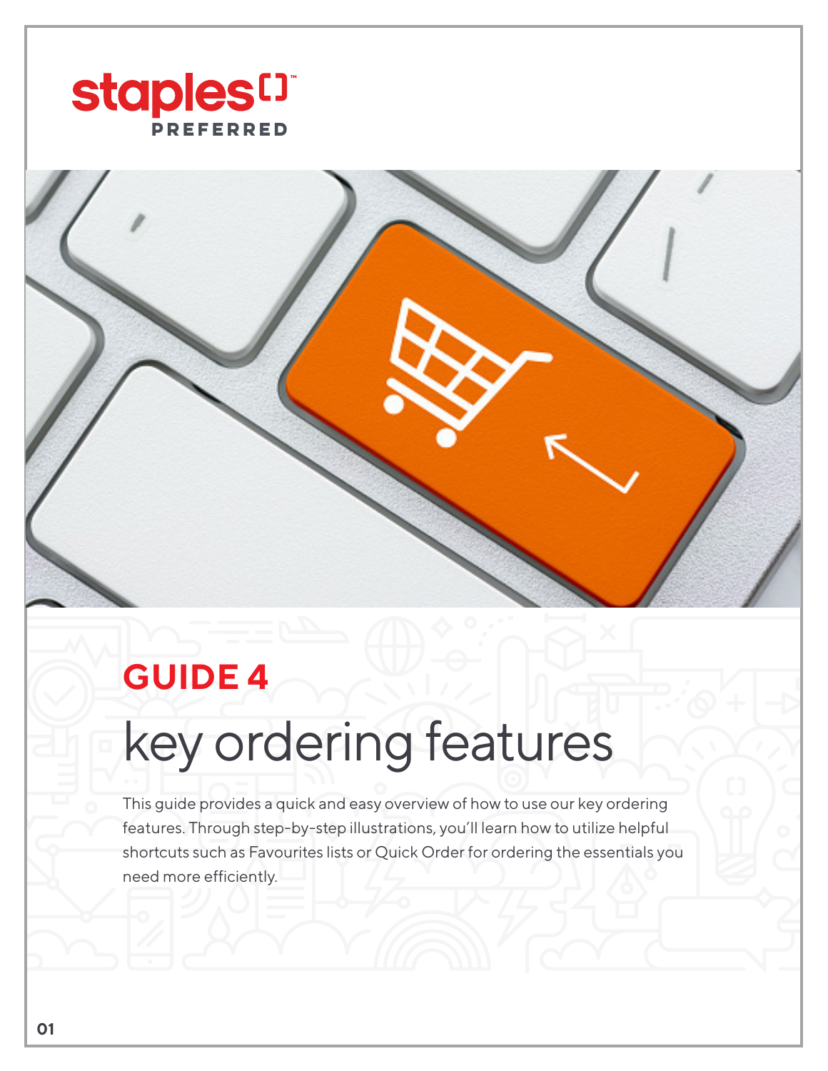staples PREFERRED

## GUIDE 4

# key ordering features

This guide provides a quick and easy overview of how to use our key ordering features. Through step-by-step illustrations, you'll learn how to utilize helpful shortcuts such as Favourites lists or Quick Order for ordering the essentials you need more efficiently.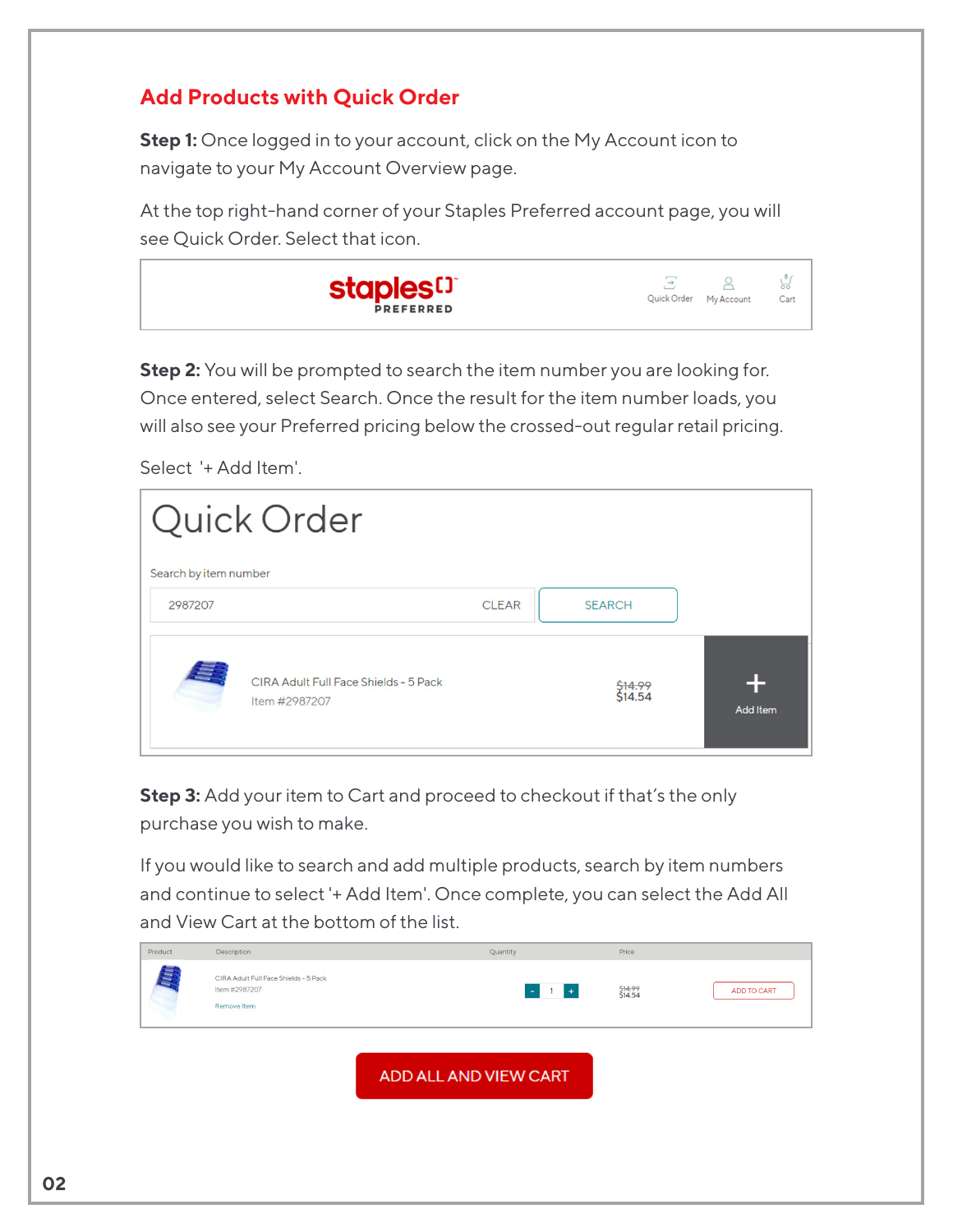## Add Products with Quick Order

**Step 1:** Once logged in to your account, click on the My Account icon to navigate to your My Account Overview page.

At the top right-hand corner of your Staples Preferred account page, you will see Quick Order. Select that icon.

staples PREFERRED

Quick Order My Account Cart

**Step 2:** You will be prompted to search the item number you are looking for. Once entered, select Search. Once the result for the item number loads, you will also see your Preferred pricing below the crossed-out regular retail pricing.

Select '+ Add Item'.

# Quick Order

Search by item number

2987207 CLEAR SEARCH

CIRA Adult Full Face Shields - 5 Pack
Item #2987207

~~$14.99~~
$14.54

+ Add Item

**Step 3:** Add your item to Cart and proceed to checkout if that's the only purchase you wish to make.

If you would like to search and add multiple products, search by item numbers and continue to select '+ Add Item'. Once complete, you can select the Add All and View Cart at the bottom of the list.

| Product | Description | Quantity | Price | |
|---|---|---|---|---|
| | CIRA Adult Full Face Shields - 5 Pack<br>Item #2987207<br>Remove Item | - 1 + | ~~$14.99~~<br>$14.54 | ADD TO CART |

ADD ALL AND VIEW CART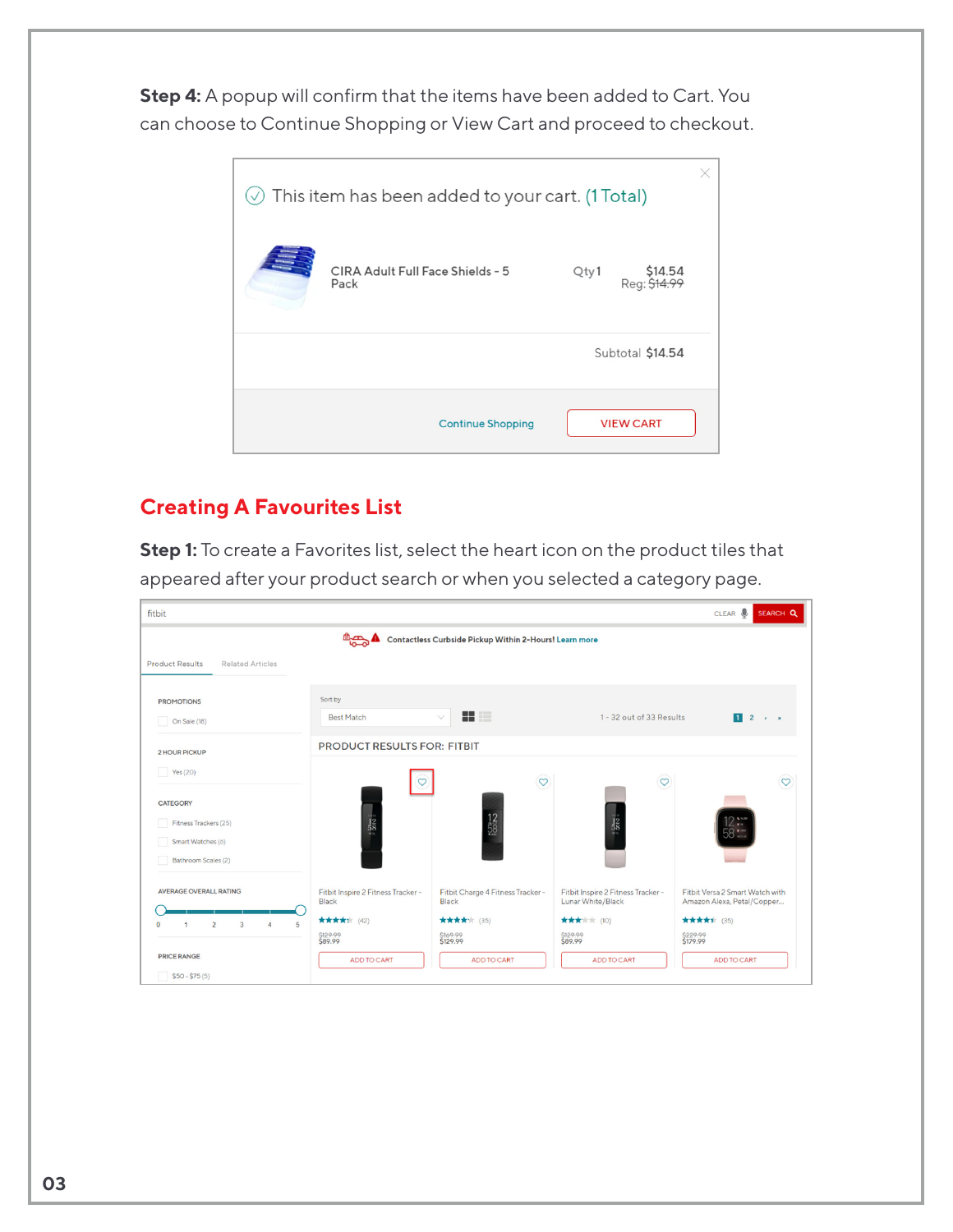**Step 4:** A popup will confirm that the items have been added to Cart. You can choose to Continue Shopping or View Cart and proceed to checkout.

## Creating A Favourites List

**Step 1:** To create a Favorites list, select the heart icon on the product tiles that appeared after your product search or when you selected a category page.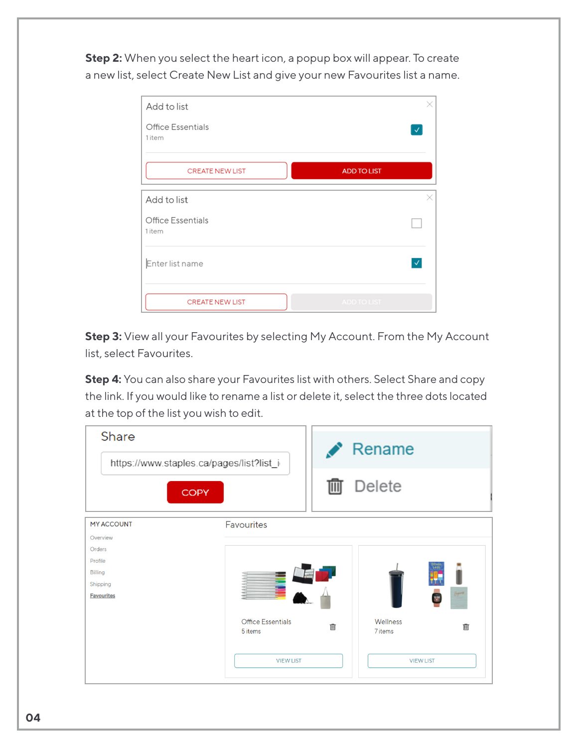**Step 2:** When you select the heart icon, a popup box will appear. To create a new list, select Create New List and give your new Favourites list a name.

Add to list

Office Essentials
1 item

CREATE NEW LIST | ADD TO LIST

Add to list

Office Essentials
1 item

Enter list name

CREATE NEW LIST | ADD TO LIST

**Step 3:** View all your Favourites by selecting My Account. From the My Account list, select Favourites.

**Step 4:** You can also share your Favourites list with others. Select Share and copy the link. If you would like to rename a list or delete it, select the three dots located at the top of the list you wish to edit.

Share

https://www.staples.ca/pages/list?list_i

COPY

Rename

Delete

MY ACCOUNT

- Overview
- Orders
- Profile
- Billing
- Shipping
- Favourites

Favourites

Office Essentials
5 items

VIEW LIST

Wellness
7 items

VIEW LIST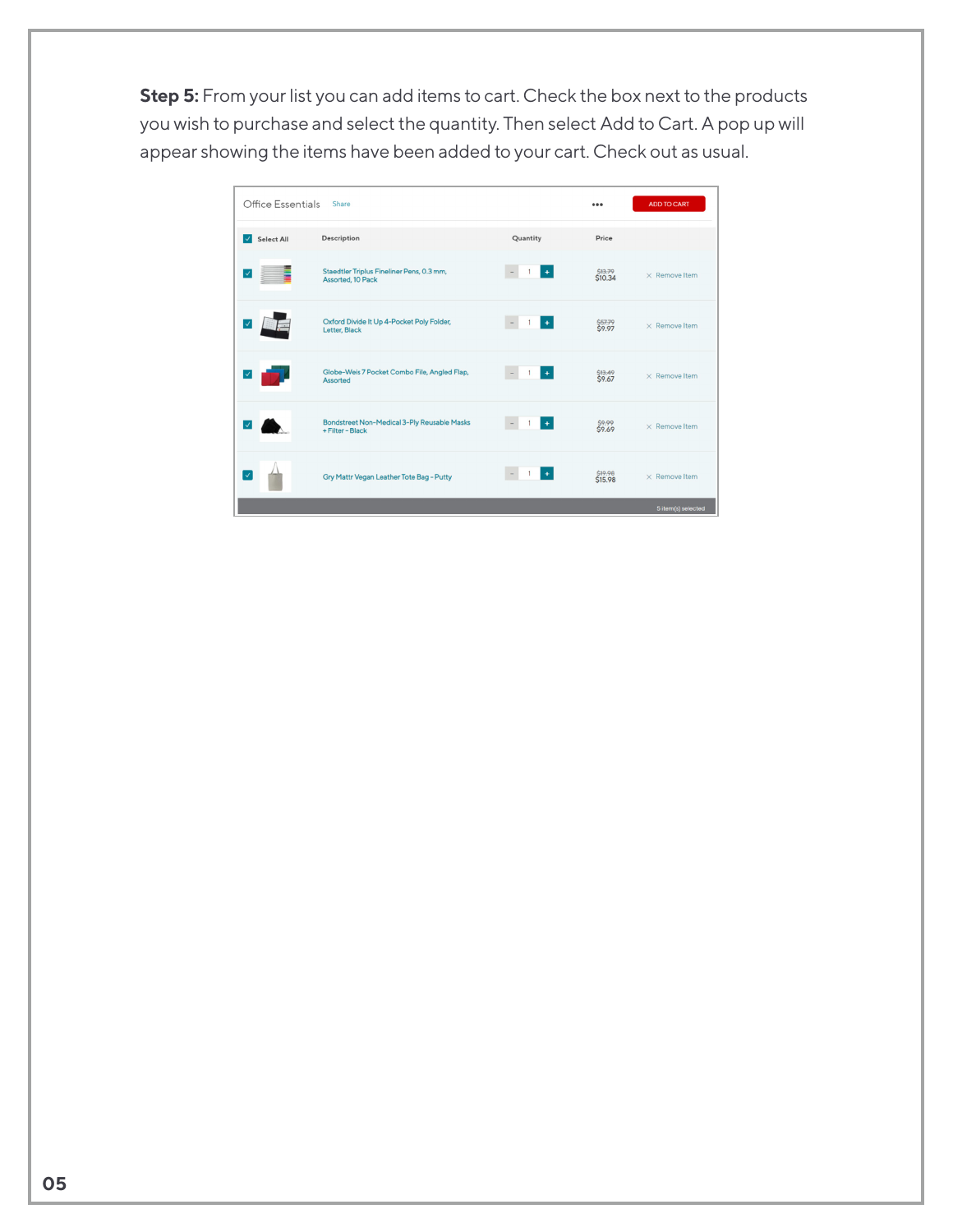**Step 5:** From your list you can add items to cart. Check the box next to the products you wish to purchase and select the quantity. Then select Add to Cart. A pop up will appear showing the items have been added to your cart. Check out as usual.

Office Essentials Share ••• ADD TO CART

| Select All | Description | Quantity | Price | |
|---|---|---|---|---|
| ☑ | Staedtler Triplus Fineliner Pens, 0.3 mm, Assorted, 10 Pack | 1 | ~~$13.79~~ $10.34 | × Remove Item |
| ☑ | Oxford Divide It Up 4-Pocket Poly Folder, Letter, Black | 1 | ~~$57.79~~ $9.97 | × Remove Item |
| ☑ | Globe-Weis 7 Pocket Combo File, Angled Flap, Assorted | 1 | ~~$13.49~~ $9.67 | × Remove Item |
| ☑ | Bondstreet Non-Medical 3-Ply Reusable Masks + Filter - Black | 1 | ~~$9.99~~ $9.69 | × Remove Item |
| ☑ | Gry Mattr Vegan Leather Tote Bag - Putty | 1 | ~~$19.98~~ $15.98 | × Remove Item |

5 item(s) selected